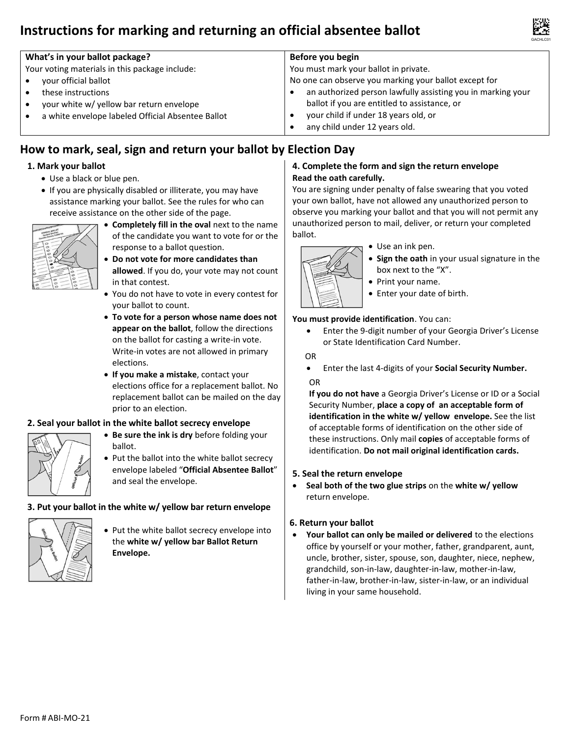# Instructions for marking and returning an official absentee ballot

| What's in your ballot package? | Before you begin |
| --- | --- |
| Your voting materials in this package include:<br>• your official ballot<br>• these instructions<br>• your white w/ yellow bar return envelope<br>• a white envelope labeled Official Absentee Ballot | You must mark your ballot in private.<br>No one can observe you marking your ballot except for<br>• an authorized person lawfully assisting you in marking your ballot if you are entitled to assistance, or<br>• your child if under 18 years old, or<br>• any child under 12 years old. |

## How to mark, seal, sign and return your ballot by Election Day

### 1. Mark your ballot

- Use a black or blue pen.
- If you are physically disabled or illiterate, you may have assistance marking your ballot. See the rules for who can receive assistance on the other side of the page.
- **Completely fill in the oval** next to the name of the candidate you want to vote for or the response to a ballot question.
- **Do not vote for more candidates than allowed**. If you do, your vote may not count in that contest.
- You do not have to vote in every contest for your ballot to count.
- **To vote for a person whose name does not appear on the ballot**, follow the directions on the ballot for casting a write-in vote. Write-in votes are not allowed in primary elections.
- **If you make a mistake**, contact your elections office for a replacement ballot. No replacement ballot can be mailed on the day prior to an election.

### 2. Seal your ballot in the white ballot secrecy envelope

- **Be sure the ink is dry** before folding your ballot.
- Put the ballot into the white ballot secrecy envelope labeled "**Official Absentee Ballot**" and seal the envelope.

### 3. Put your ballot in the white w/ yellow bar return envelope

- Put the white ballot secrecy envelope into the **white w/ yellow bar Ballot Return Envelope.**

### 4. Complete the form and sign the return envelope

**Read the oath carefully.**

You are signing under penalty of false swearing that you voted your own ballot, have not allowed any unauthorized person to observe you marking your ballot and that you will not permit any unauthorized person to mail, deliver, or return your completed ballot.

- Use an ink pen.
- **Sign the oath** in your usual signature in the box next to the "X".
- Print your name.
- Enter your date of birth.

**You must provide identification**. You can:

- Enter the 9-digit number of your Georgia Driver's License or State Identification Card Number.

OR

- Enter the last 4-digits of your **Social Security Number.**

OR

**If you do not have** a Georgia Driver's License or ID or a Social Security Number, **place a copy of an acceptable form of identification in the white w/ yellow envelope.** See the list of acceptable forms of identification on the other side of these instructions. Only mail **copies** of acceptable forms of identification. **Do not mail original identification cards.**

### 5. Seal the return envelope

- **Seal both of the two glue strips** on the **white w/ yellow** return envelope.

### 6. Return your ballot

- **Your ballot can only be mailed or delivered** to the elections office by yourself or your mother, father, grandparent, aunt, uncle, brother, sister, spouse, son, daughter, niece, nephew, grandchild, son-in-law, daughter-in-law, mother-in-law, father-in-law, brother-in-law, sister-in-law, or an individual living in your same household.

Form # ABI-MO-21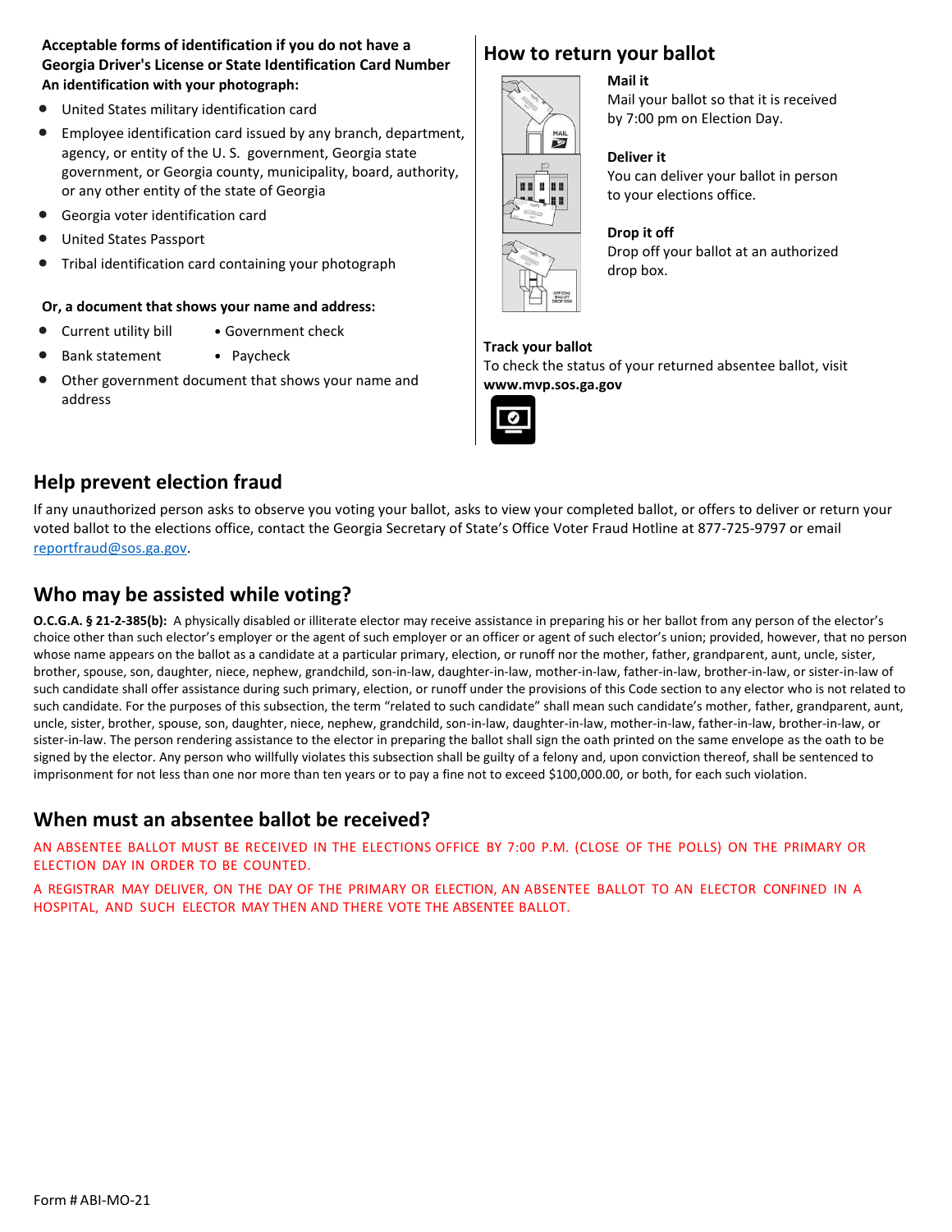**Acceptable forms of identification if you do not have a Georgia Driver's License or State Identification Card Number**
**An identification with your photograph:**

- United States military identification card
- Employee identification card issued by any branch, department, agency, or entity of the U. S. government, Georgia state government, or Georgia county, municipality, board, authority, or any other entity of the state of Georgia
- Georgia voter identification card
- United States Passport
- Tribal identification card containing your photograph

**Or, a document that shows your name and address:**

- Current utility bill
- Government check
- Bank statement
- Paycheck
- Other government document that shows your name and address

## How to return your ballot

**Mail it**
Mail your ballot so that it is received by 7:00 pm on Election Day.

**Deliver it**
You can deliver your ballot in person to your elections office.

**Drop it off**
Drop off your ballot at an authorized drop box.

**Track your ballot**
To check the status of your returned absentee ballot, visit **www.mvp.sos.ga.gov**

## Help prevent election fraud

If any unauthorized person asks to observe you voting your ballot, asks to view your completed ballot, or offers to deliver or return your voted ballot to the elections office, contact the Georgia Secretary of State's Office Voter Fraud Hotline at 877-725-9797 or email reportfraud@sos.ga.gov.

## Who may be assisted while voting?

**O.C.G.A. § 21-2-385(b):** A physically disabled or illiterate elector may receive assistance in preparing his or her ballot from any person of the elector's choice other than such elector's employer or the agent of such employer or an officer or agent of such elector's union; provided, however, that no person whose name appears on the ballot as a candidate at a particular primary, election, or runoff nor the mother, father, grandparent, aunt, uncle, sister, brother, spouse, son, daughter, niece, nephew, grandchild, son-in-law, daughter-in-law, mother-in-law, father-in-law, brother-in-law, or sister-in-law of such candidate shall offer assistance during such primary, election, or runoff under the provisions of this Code section to any elector who is not related to such candidate. For the purposes of this subsection, the term "related to such candidate" shall mean such candidate's mother, father, grandparent, aunt, uncle, sister, brother, spouse, son, daughter, niece, nephew, grandchild, son-in-law, daughter-in-law, mother-in-law, father-in-law, brother-in-law, or sister-in-law. The person rendering assistance to the elector in preparing the ballot shall sign the oath printed on the same envelope as the oath to be signed by the elector. Any person who willfully violates this subsection shall be guilty of a felony and, upon conviction thereof, shall be sentenced to imprisonment for not less than one nor more than ten years or to pay a fine not to exceed $100,000.00, or both, for each such violation.

## When must an absentee ballot be received?

AN ABSENTEE BALLOT MUST BE RECEIVED IN THE ELECTIONS OFFICE BY 7:00 P.M. (CLOSE OF THE POLLS) ON THE PRIMARY OR ELECTION DAY IN ORDER TO BE COUNTED.

A REGISTRAR MAY DELIVER, ON THE DAY OF THE PRIMARY OR ELECTION, AN ABSENTEE BALLOT TO AN ELECTOR CONFINED IN A HOSPITAL, AND SUCH ELECTOR MAY THEN AND THERE VOTE THE ABSENTEE BALLOT.

Form # ABI-MO-21